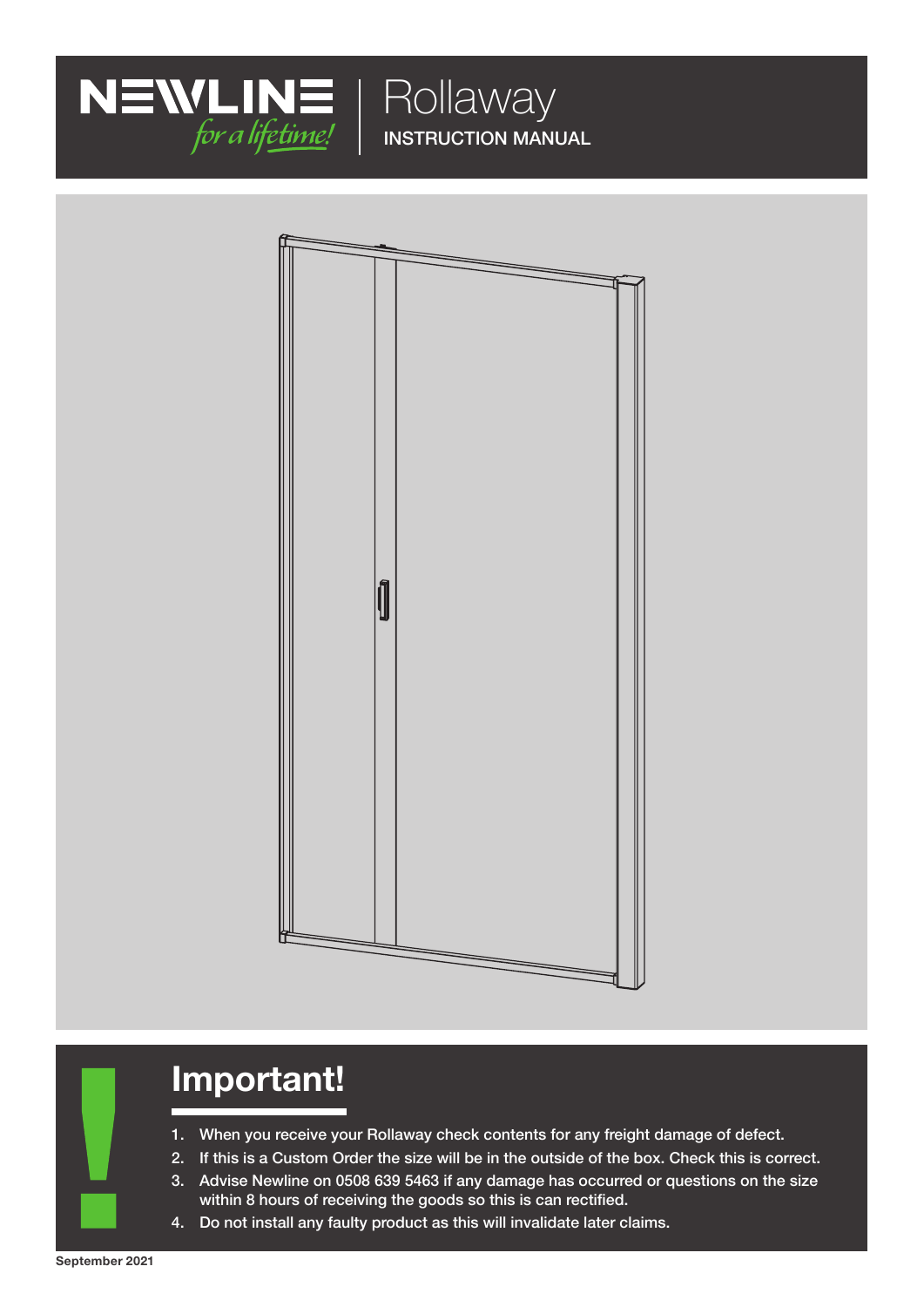NEWLINE *for a lifetime!*

# Rollaway

INSTRUCTION MANUAL

## Important!

1. When you receive your Rollaway check contents for any freight damage of defect.
2. If this is a Custom Order the size will be in the outside of the box. Check this is correct.
3. Advise Newline on 0508 639 5463 if any damage has occurred or questions on the size within 8 hours of receiving the goods so this is can rectified.
4. Do not install any faulty product as this will invalidate later claims.

September 2021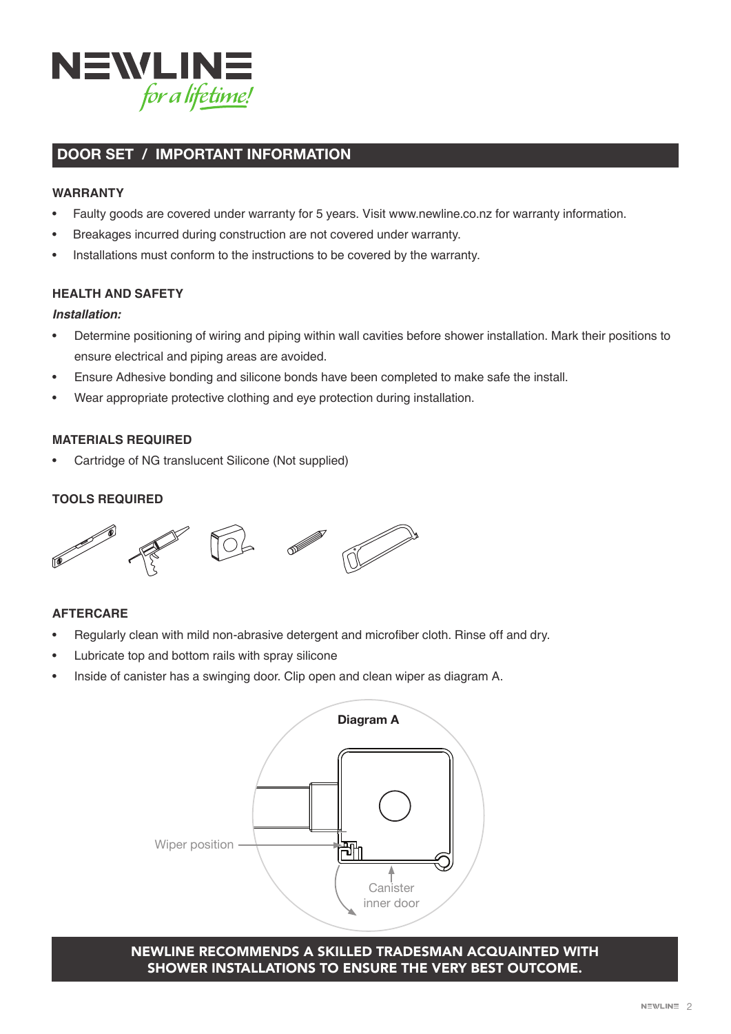NEWLINE *for a lifetime!*

## DOOR SET / IMPORTANT INFORMATION

### WARRANTY

- Faulty goods are covered under warranty for 5 years. Visit www.newline.co.nz for warranty information.
- Breakages incurred during construction are not covered under warranty.
- Installations must conform to the instructions to be covered by the warranty.

### HEALTH AND SAFETY

***Installation:***

- Determine positioning of wiring and piping within wall cavities before shower installation. Mark their positions to ensure electrical and piping areas are avoided.
- Ensure Adhesive bonding and silicone bonds have been completed to make safe the install.
- Wear appropriate protective clothing and eye protection during installation.

### MATERIALS REQUIRED

- Cartridge of NG translucent Silicone (Not supplied)

### TOOLS REQUIRED

### AFTERCARE

- Regularly clean with mild non-abrasive detergent and microfiber cloth. Rinse off and dry.
- Lubricate top and bottom rails with spray silicone
- Inside of canister has a swinging door. Clip open and clean wiper as diagram A.

**Diagram A**

Wiper position

Canister inner door

**NEWLINE RECOMMENDS A SKILLED TRADESMAN ACQUAINTED WITH SHOWER INSTALLATIONS TO ENSURE THE VERY BEST OUTCOME.**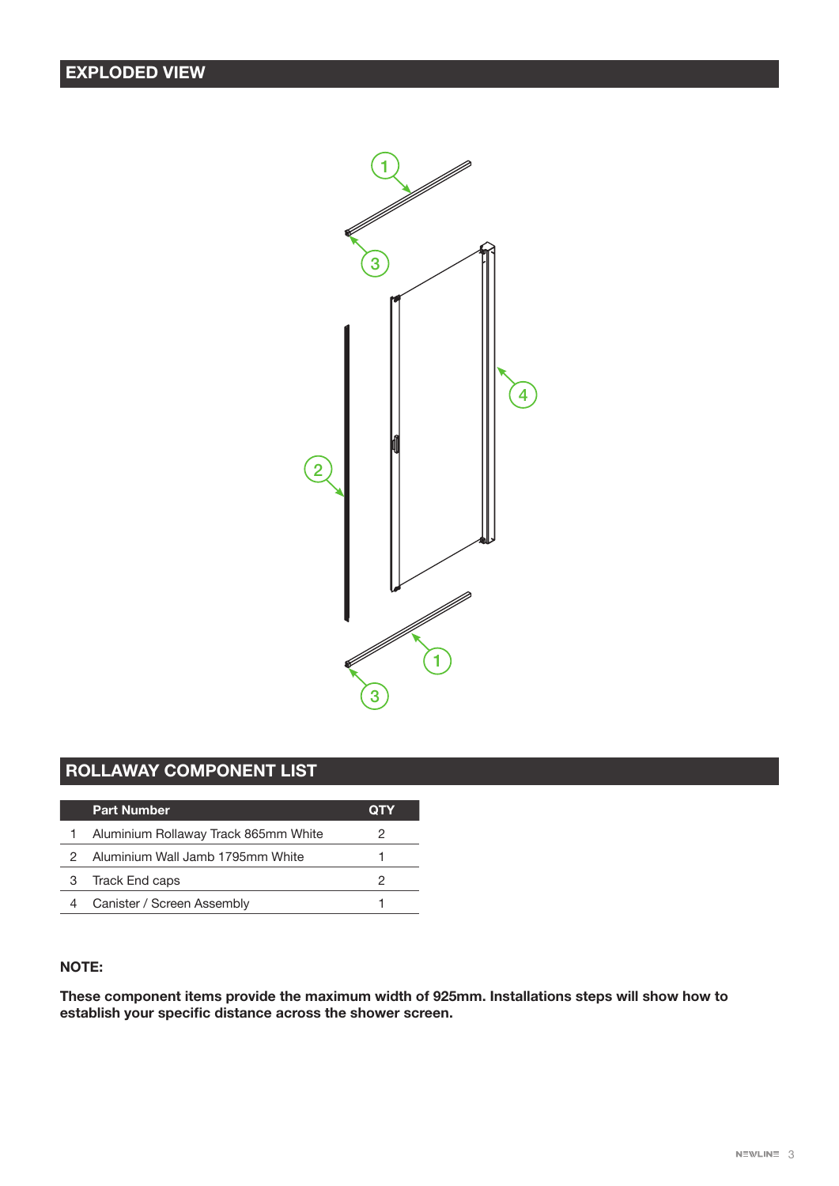## EXPLODED VIEW

## ROLLAWAY COMPONENT LIST

| | Part Number | QTY |
|---|---|---|
| 1 | Aluminium Rollaway Track 865mm White | 2 |
| 2 | Aluminium Wall Jamb 1795mm White | 1 |
| 3 | Track End caps | 2 |
| 4 | Canister / Screen Assembly | 1 |

**NOTE:**

**These component items provide the maximum width of 925mm. Installations steps will show how to establish your specific distance across the shower screen.**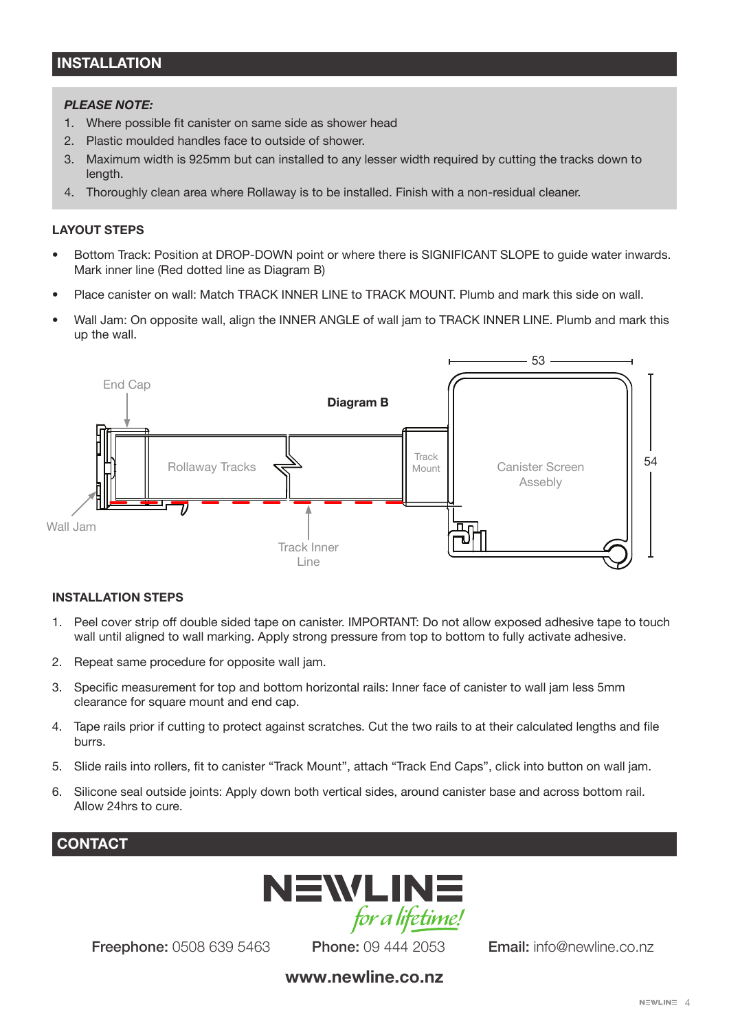## INSTALLATION

***PLEASE NOTE:***

1. Where possible fit canister on same side as shower head
2. Plastic moulded handles face to outside of shower.
3. Maximum width is 925mm but can installed to any lesser width required by cutting the tracks down to length.
4. Thoroughly clean area where Rollaway is to be installed. Finish with a non-residual cleaner.

### LAYOUT STEPS

- Bottom Track: Position at DROP-DOWN point or where there is SIGNIFICANT SLOPE to guide water inwards. Mark inner line (Red dotted line as Diagram B)
- Place canister on wall: Match TRACK INNER LINE to TRACK MOUNT. Plumb and mark this side on wall.
- Wall Jam: On opposite wall, align the INNER ANGLE of wall jam to TRACK INNER LINE. Plumb and mark this up the wall.

**Diagram B**

End Cap
Rollaway Tracks
Track Mount
Canister Screen Assebly
Wall Jam
Track Inner Line
53
54

### INSTALLATION STEPS

1. Peel cover strip off double sided tape on canister. IMPORTANT: Do not allow exposed adhesive tape to touch wall until aligned to wall marking. Apply strong pressure from top to bottom to fully activate adhesive.
2. Repeat same procedure for opposite wall jam.
3. Specific measurement for top and bottom horizontal rails: Inner face of canister to wall jam less 5mm clearance for square mount and end cap.
4. Tape rails prior if cutting to protect against scratches. Cut the two rails to at their calculated lengths and file burrs.
5. Slide rails into rollers, fit to canister "Track Mount", attach "Track End Caps", click into button on wall jam.
6. Silicone seal outside joints: Apply down both vertical sides, around canister base and across bottom rail. Allow 24hrs to cure.

## CONTACT

NEWLINE *for a lifetime!*

**Freephone:** 0508 639 5463 **Phone:** 09 444 2053 **Email:** info@newline.co.nz

**www.newline.co.nz**